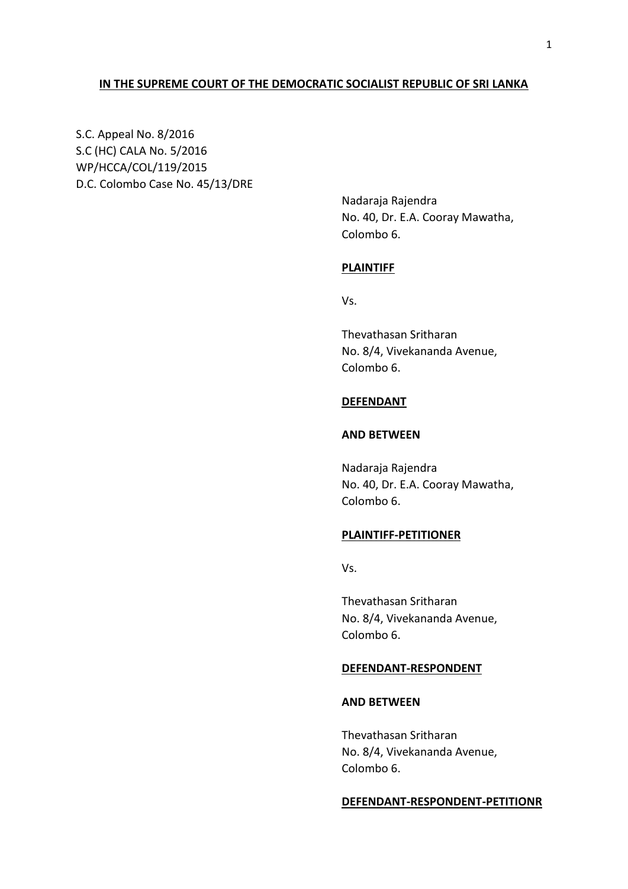**IN THE SUPREME COURT OF THE DEMOCRATIC SOCIALIST REPUBLIC OF SRI LANKA**

S.C. Appeal No. 8/2016
S.C (HC) CALA No. 5/2016
WP/HCCA/COL/119/2015
D.C. Colombo Case No. 45/13/DRE

Nadaraja Rajendra
No. 40, Dr. E.A. Cooray Mawatha,
Colombo 6.

**PLAINTIFF**

Vs.

Thevathasan Sritharan
No. 8/4, Vivekananda Avenue,
Colombo 6.

**DEFENDANT**

**AND BETWEEN**

Nadaraja Rajendra
No. 40, Dr. E.A. Cooray Mawatha,
Colombo 6.

**PLAINTIFF-PETITIONER**

Vs.

Thevathasan Sritharan
No. 8/4, Vivekananda Avenue,
Colombo 6.

**DEFENDANT-RESPONDENT**

**AND BETWEEN**

Thevathasan Sritharan
No. 8/4, Vivekananda Avenue,
Colombo 6.

**DEFENDANT-RESPONDENT-PETITIONR**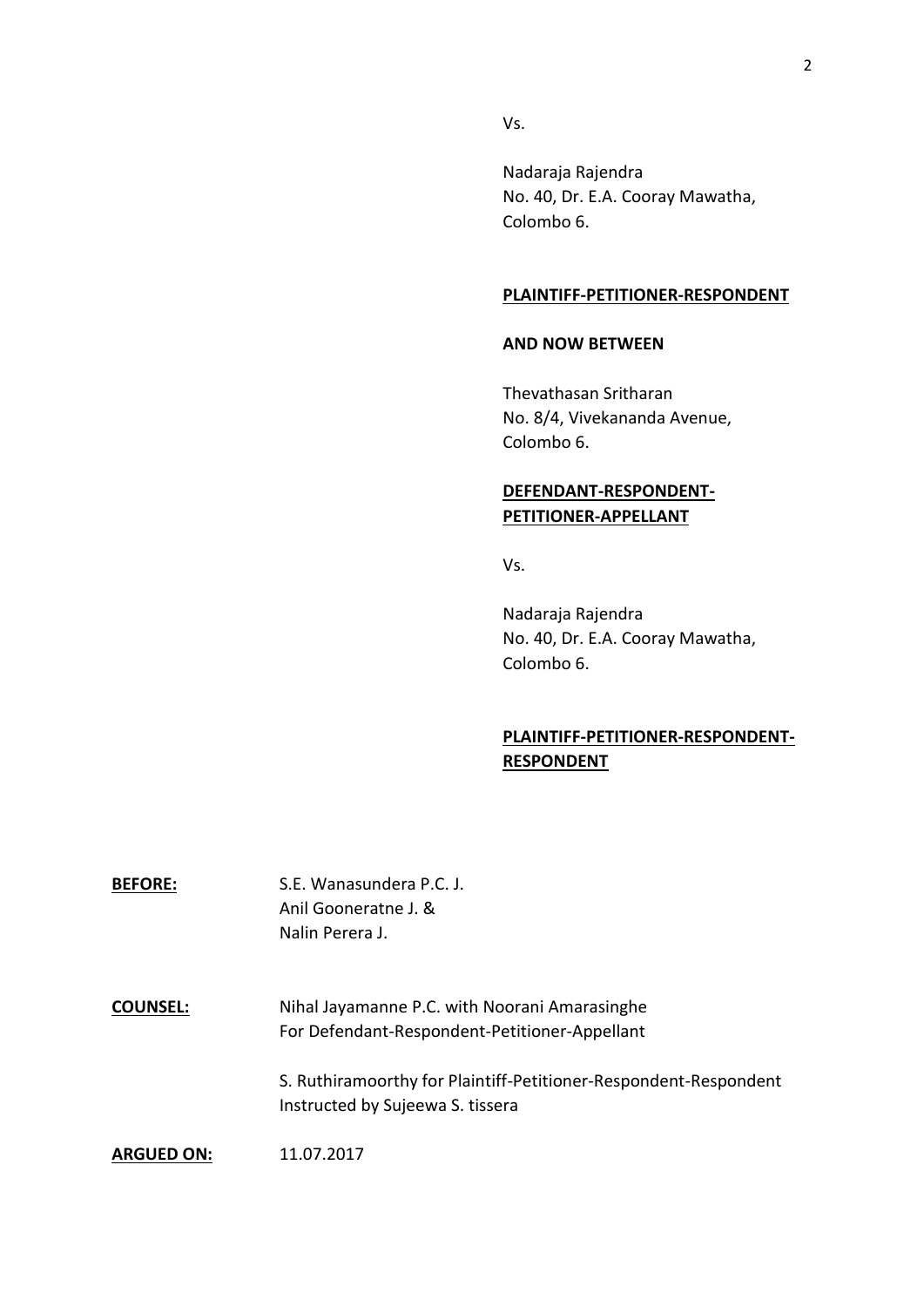Vs.

Nadaraja Rajendra
No. 40, Dr. E.A. Cooray Mawatha,
Colombo 6.

**PLAINTIFF-PETITIONER-RESPONDENT**

**AND NOW BETWEEN**

Thevathasan Sritharan
No. 8/4, Vivekananda Avenue,
Colombo 6.

**DEFENDANT-RESPONDENT-PETITIONER-APPELLANT**

Vs.

Nadaraja Rajendra
No. 40, Dr. E.A. Cooray Mawatha,
Colombo 6.

**PLAINTIFF-PETITIONER-RESPONDENT-RESPONDENT**

**BEFORE:** S.E. Wanasundera P.C. J.
Anil Gooneratne J. &
Nalin Perera J.

**COUNSEL:** Nihal Jayamanne P.C. with Noorani Amarasinghe
For Defendant-Respondent-Petitioner-Appellant

S. Ruthiramoorthy for Plaintiff-Petitioner-Respondent-Respondent
Instructed by Sujeewa S. tissera

**ARGUED ON:** 11.07.2017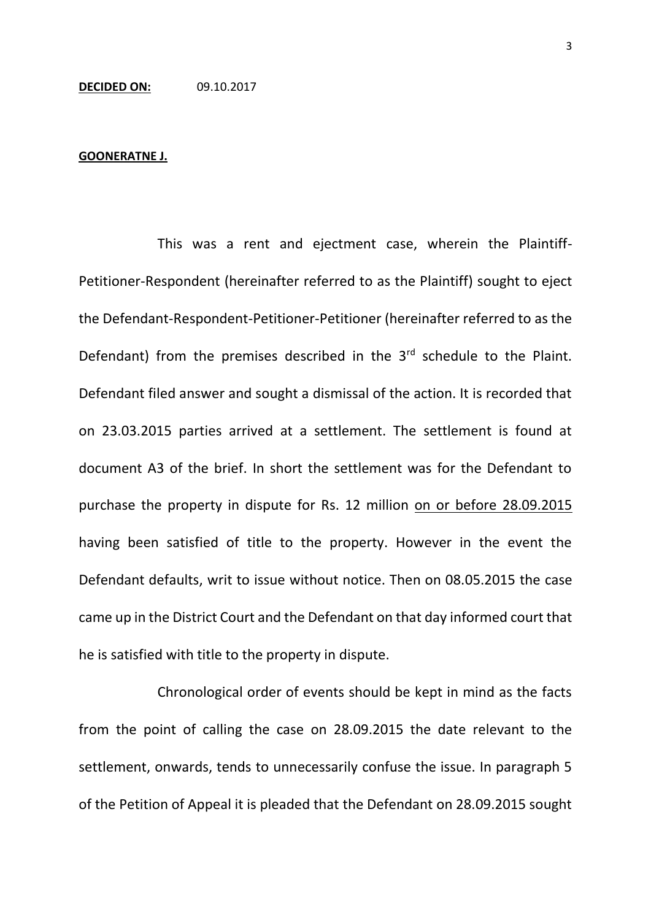**DECIDED ON:** 09.10.2017

**GOONERATNE J.**

This was a rent and ejectment case, wherein the Plaintiff-Petitioner-Respondent (hereinafter referred to as the Plaintiff) sought to eject the Defendant-Respondent-Petitioner-Petitioner (hereinafter referred to as the Defendant) from the premises described in the 3rd schedule to the Plaint. Defendant filed answer and sought a dismissal of the action. It is recorded that on 23.03.2015 parties arrived at a settlement. The settlement is found at document A3 of the brief. In short the settlement was for the Defendant to purchase the property in dispute for Rs. 12 million <u>on or before 28.09.2015</u> having been satisfied of title to the property. However in the event the Defendant defaults, writ to issue without notice. Then on 08.05.2015 the case came up in the District Court and the Defendant on that day informed court that he is satisfied with title to the property in dispute.

Chronological order of events should be kept in mind as the facts from the point of calling the case on 28.09.2015 the date relevant to the settlement, onwards, tends to unnecessarily confuse the issue. In paragraph 5 of the Petition of Appeal it is pleaded that the Defendant on 28.09.2015 sought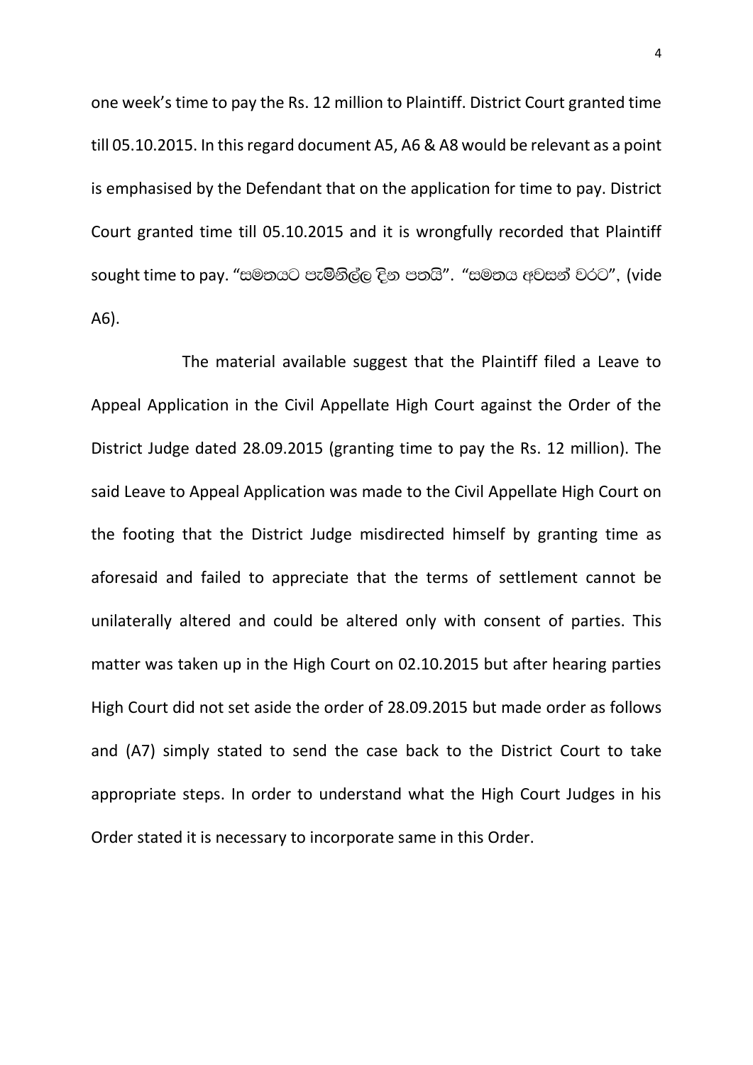one week's time to pay the Rs. 12 million to Plaintiff. District Court granted time till 05.10.2015. In this regard document A5, A6 & A8 would be relevant as a point is emphasised by the Defendant that on the application for time to pay. District Court granted time till 05.10.2015 and it is wrongfully recorded that Plaintiff sought time to pay. "සමතයට පැමිනිල්ල දින පතයි". "සමතය අවසන් වරට", (vide A6).

The material available suggest that the Plaintiff filed a Leave to Appeal Application in the Civil Appellate High Court against the Order of the District Judge dated 28.09.2015 (granting time to pay the Rs. 12 million). The said Leave to Appeal Application was made to the Civil Appellate High Court on the footing that the District Judge misdirected himself by granting time as aforesaid and failed to appreciate that the terms of settlement cannot be unilaterally altered and could be altered only with consent of parties. This matter was taken up in the High Court on 02.10.2015 but after hearing parties High Court did not set aside the order of 28.09.2015 but made order as follows and (A7) simply stated to send the case back to the District Court to take appropriate steps. In order to understand what the High Court Judges in his Order stated it is necessary to incorporate same in this Order.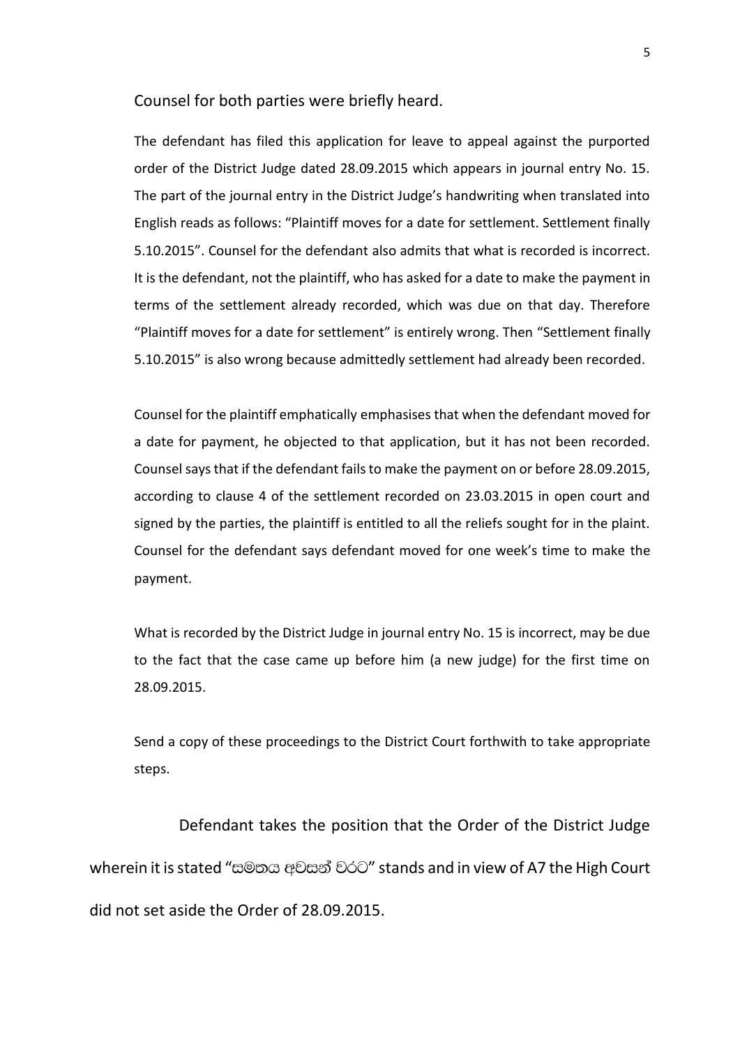Counsel for both parties were briefly heard.

The defendant has filed this application for leave to appeal against the purported order of the District Judge dated 28.09.2015 which appears in journal entry No. 15. The part of the journal entry in the District Judge's handwriting when translated into English reads as follows: "Plaintiff moves for a date for settlement. Settlement finally 5.10.2015". Counsel for the defendant also admits that what is recorded is incorrect. It is the defendant, not the plaintiff, who has asked for a date to make the payment in terms of the settlement already recorded, which was due on that day. Therefore "Plaintiff moves for a date for settlement" is entirely wrong. Then "Settlement finally 5.10.2015" is also wrong because admittedly settlement had already been recorded.

Counsel for the plaintiff emphatically emphasises that when the defendant moved for a date for payment, he objected to that application, but it has not been recorded. Counsel says that if the defendant fails to make the payment on or before 28.09.2015, according to clause 4 of the settlement recorded on 23.03.2015 in open court and signed by the parties, the plaintiff is entitled to all the reliefs sought for in the plaint. Counsel for the defendant says defendant moved for one week's time to make the payment.

What is recorded by the District Judge in journal entry No. 15 is incorrect, may be due to the fact that the case came up before him (a new judge) for the first time on 28.09.2015.

Send a copy of these proceedings to the District Court forthwith to take appropriate steps.

Defendant takes the position that the Order of the District Judge wherein it is stated "සමතය අවසන් වරට" stands and in view of A7 the High Court did not set aside the Order of 28.09.2015.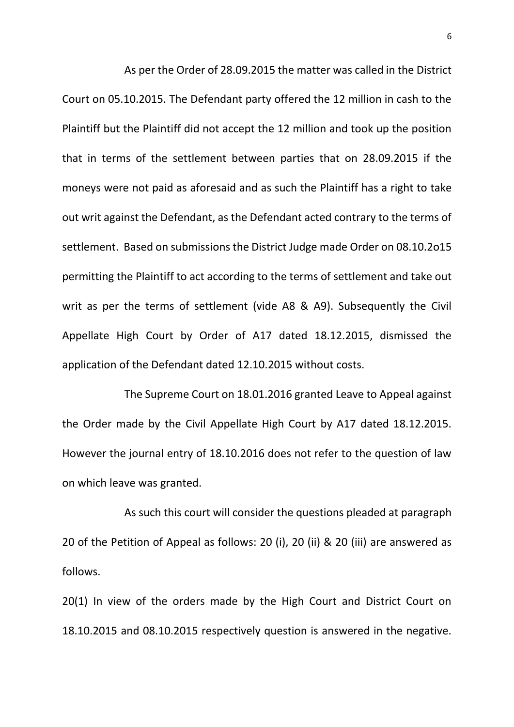As per the Order of 28.09.2015 the matter was called in the District Court on 05.10.2015. The Defendant party offered the 12 million in cash to the Plaintiff but the Plaintiff did not accept the 12 million and took up the position that in terms of the settlement between parties that on 28.09.2015 if the moneys were not paid as aforesaid and as such the Plaintiff has a right to take out writ against the Defendant, as the Defendant acted contrary to the terms of settlement. Based on submissions the District Judge made Order on 08.10.2o15 permitting the Plaintiff to act according to the terms of settlement and take out writ as per the terms of settlement (vide A8 & A9). Subsequently the Civil Appellate High Court by Order of A17 dated 18.12.2015, dismissed the application of the Defendant dated 12.10.2015 without costs.

The Supreme Court on 18.01.2016 granted Leave to Appeal against the Order made by the Civil Appellate High Court by A17 dated 18.12.2015. However the journal entry of 18.10.2016 does not refer to the question of law on which leave was granted.

As such this court will consider the questions pleaded at paragraph 20 of the Petition of Appeal as follows: 20 (i), 20 (ii) & 20 (iii) are answered as follows.

20(1) In view of the orders made by the High Court and District Court on 18.10.2015 and 08.10.2015 respectively question is answered in the negative.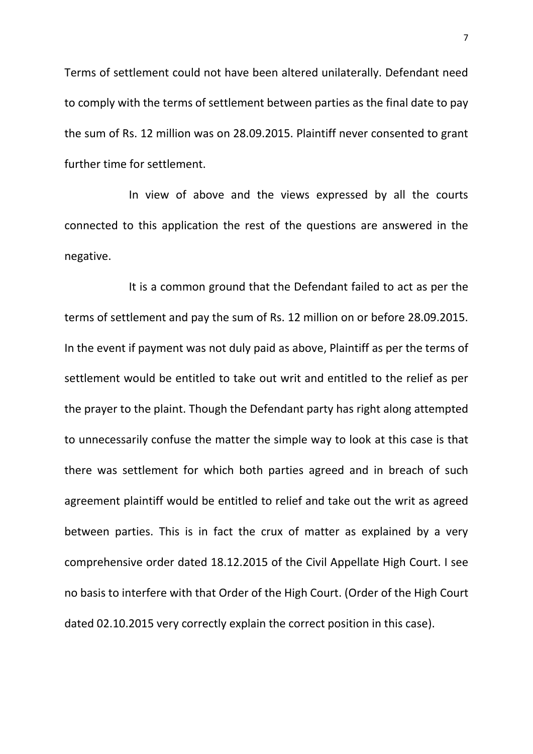Terms of settlement could not have been altered unilaterally. Defendant need to comply with the terms of settlement between parties as the final date to pay the sum of Rs. 12 million was on 28.09.2015. Plaintiff never consented to grant further time for settlement.

In view of above and the views expressed by all the courts connected to this application the rest of the questions are answered in the negative.

It is a common ground that the Defendant failed to act as per the terms of settlement and pay the sum of Rs. 12 million on or before 28.09.2015. In the event if payment was not duly paid as above, Plaintiff as per the terms of settlement would be entitled to take out writ and entitled to the relief as per the prayer to the plaint. Though the Defendant party has right along attempted to unnecessarily confuse the matter the simple way to look at this case is that there was settlement for which both parties agreed and in breach of such agreement plaintiff would be entitled to relief and take out the writ as agreed between parties. This is in fact the crux of matter as explained by a very comprehensive order dated 18.12.2015 of the Civil Appellate High Court. I see no basis to interfere with that Order of the High Court. (Order of the High Court dated 02.10.2015 very correctly explain the correct position in this case).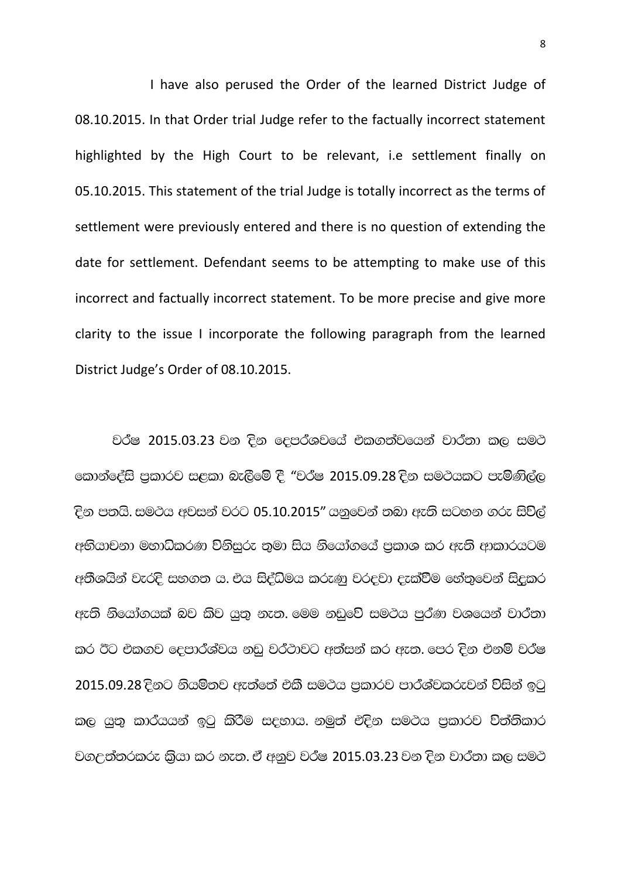I have also perused the Order of the learned District Judge of 08.10.2015. In that Order trial Judge refer to the factually incorrect statement highlighted by the High Court to be relevant, i.e settlement finally on 05.10.2015. This statement of the trial Judge is totally incorrect as the terms of settlement were previously entered and there is no question of extending the date for settlement. Defendant seems to be attempting to make use of this incorrect and factually incorrect statement. To be more precise and give more clarity to the issue I incorporate the following paragraph from the learned District Judge's Order of 08.10.2015.

වර්ෂ 2015.03.23 වන දින දෙපර්ශවයේ එකගත්වයෙන් වාර්තා කල සමථ කොන්දේසි ප්‍රකාරව සළකා බැලීමේ දී "වර්ෂ 2015.09.28 දින සමථයකට පැමිණිල්ල දින පතයි. සමථය අවසන් වරට 05.10.2015" යනුවෙන් තබා ඇති සටහන ගරු සිවිල් අභියාචනා මහාධිකරණ විනිසුරු තුමා සිය නියෝගයේ ප්‍රකාශ කර ඇති ආකාරයටම අතිශයින් වැරදි සහගත ය. එය සිද්ධිමය කරුණු වරදවා දැක්වීම හේතුවෙන් සිදුකර ඇති නියෝගයක් බව කිව යුතු නැත. මෙම නඩුවේ සමථය පුර්ණ වශයෙන් වාර්තා කර ඊට එකගව දෙපාර්ශ්වය නඩු වර්ථාවට අත්සන් කර ඇත. පෙර දින එනම් වර්ෂ 2015.09.28 දිනට නියමිතව ඇත්තේ එකී සමථය ප්‍රකාරව පාර්ශ්වකරුවන් විසින් ඉටු කල යුතු කාර්යයන් ඉටු කිරීම සදහාය. නමුත් එදින සමථය ප්‍රකාරව විත්තිකාර වගඋත්තරකරු ක්‍රියා කර නැත. ඒ අනුව වර්ෂ 2015.03.23 වන දින වාර්තා කල සමථ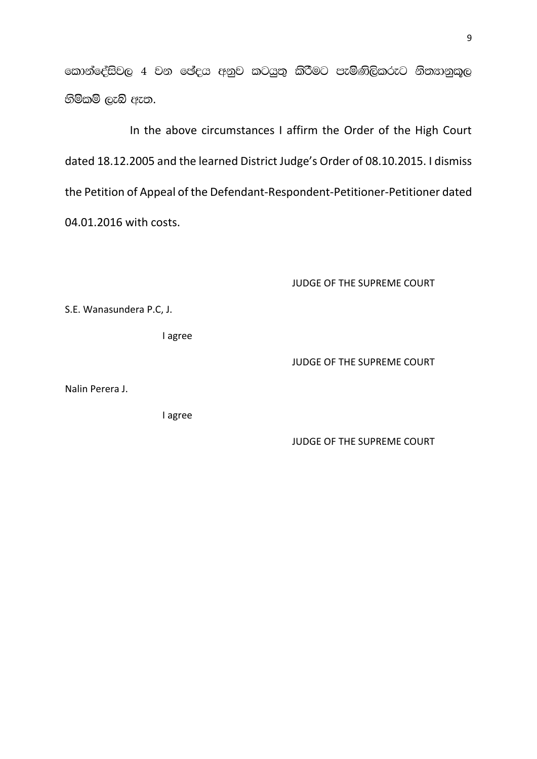කොන්දේසිවල 4 වන ජේදය අනුව කටයුතු කිරීමට පැමිණිලිකරුට නිත්‍යානුකූල හිමිකම් ලැබී ඇත.

In the above circumstances I affirm the Order of the High Court dated 18.12.2005 and the learned District Judge's Order of 08.10.2015. I dismiss the Petition of Appeal of the Defendant-Respondent-Petitioner-Petitioner dated 04.01.2016 with costs.

JUDGE OF THE SUPREME COURT

S.E. Wanasundera P.C, J.

I agree

JUDGE OF THE SUPREME COURT

Nalin Perera J.

I agree

JUDGE OF THE SUPREME COURT